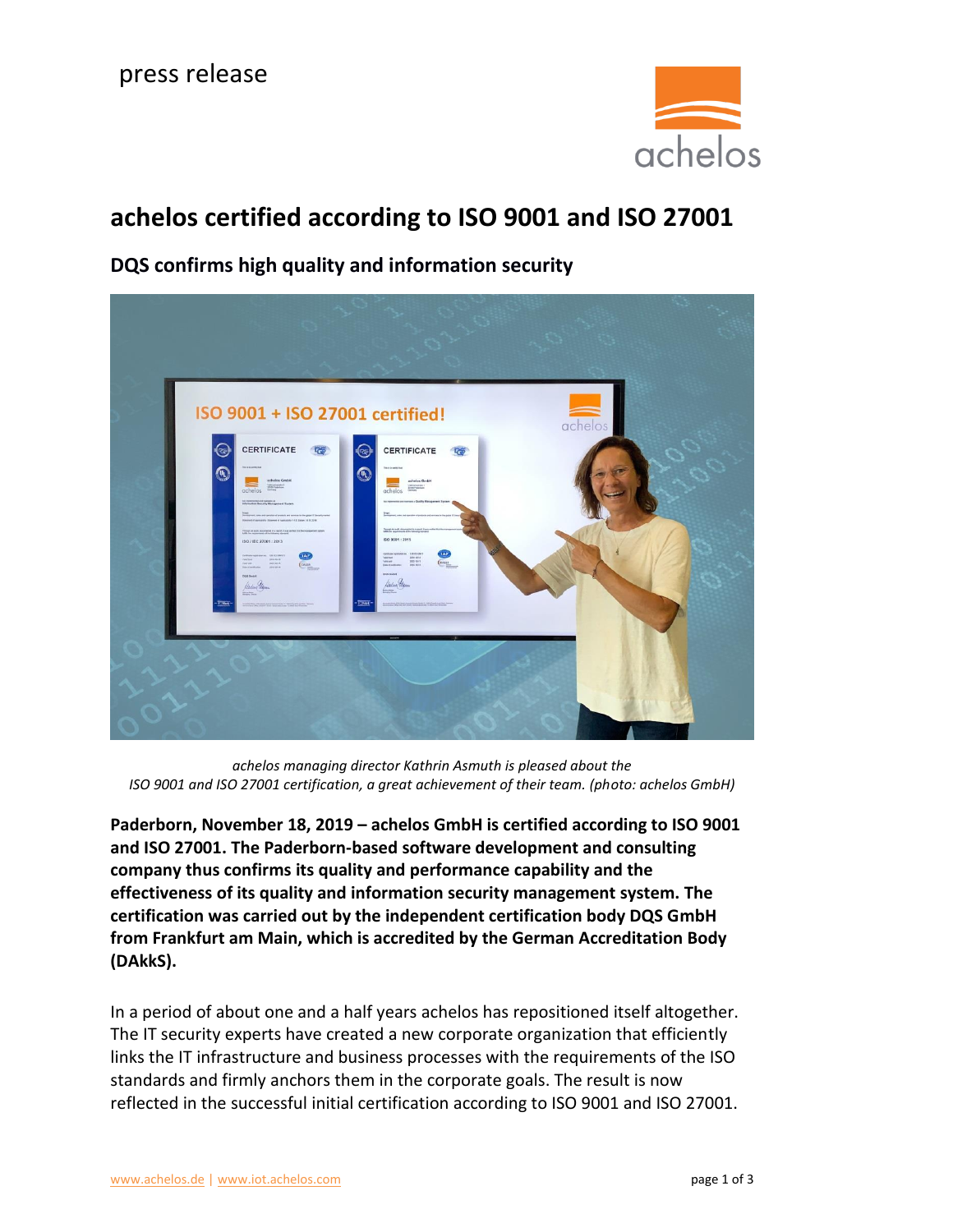press release

# achelos certified according to ISO 9001 and ISO 27001

## DQS confirms high quality and information security

*achelos managing director Kathrin Asmuth is pleased about the ISO 9001 and ISO 27001 certification, a great achievement of their team. (photo: achelos GmbH)*

**Paderborn, November 18, 2019 – achelos GmbH is certified according to ISO 9001 and ISO 27001. The Paderborn-based software development and consulting company thus confirms its quality and performance capability and the effectiveness of its quality and information security management system. The certification was carried out by the independent certification body DQS GmbH from Frankfurt am Main, which is accredited by the German Accreditation Body (DAkkS).**

In a period of about one and a half years achelos has repositioned itself altogether. The IT security experts have created a new corporate organization that efficiently links the IT infrastructure and business processes with the requirements of the ISO standards and firmly anchors them in the corporate goals. The result is now reflected in the successful initial certification according to ISO 9001 and ISO 27001.

www.achelos.de | www.iot.achelos.com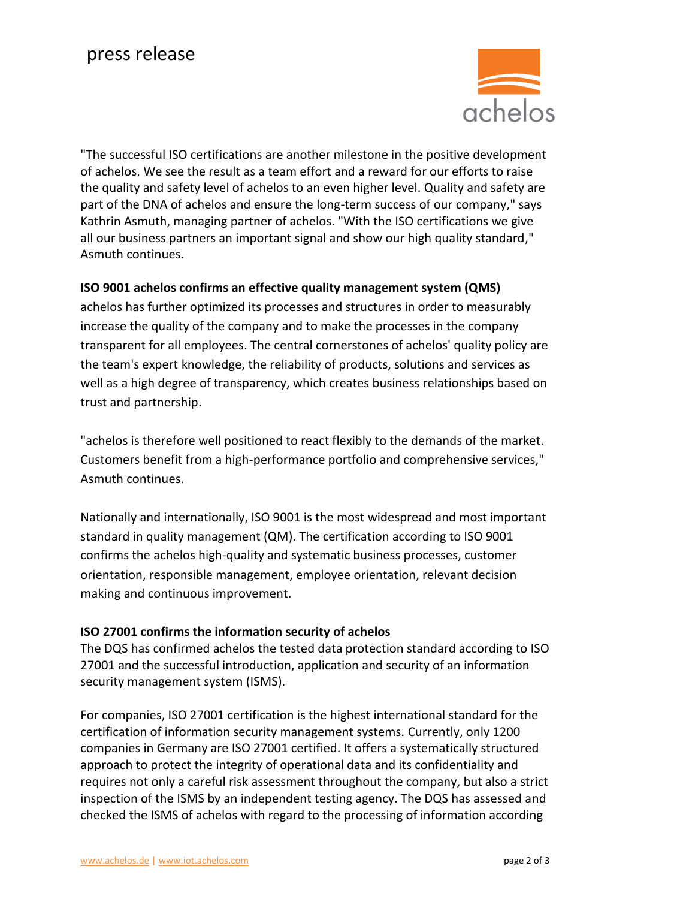"The successful ISO certifications are another milestone in the positive development of achelos. We see the result as a team effort and a reward for our efforts to raise the quality and safety level of achelos to an even higher level. Quality and safety are part of the DNA of achelos and ensure the long-term success of our company," says Kathrin Asmuth, managing partner of achelos. "With the ISO certifications we give all our business partners an important signal and show our high quality standard," Asmuth continues.

**ISO 9001 achelos confirms an effective quality management system (QMS)**

achelos has further optimized its processes and structures in order to measurably increase the quality of the company and to make the processes in the company transparent for all employees. The central cornerstones of achelos' quality policy are the team's expert knowledge, the reliability of products, solutions and services as well as a high degree of transparency, which creates business relationships based on trust and partnership.

"achelos is therefore well positioned to react flexibly to the demands of the market. Customers benefit from a high-performance portfolio and comprehensive services," Asmuth continues.

Nationally and internationally, ISO 9001 is the most widespread and most important standard in quality management (QM). The certification according to ISO 9001 confirms the achelos high-quality and systematic business processes, customer orientation, responsible management, employee orientation, relevant decision making and continuous improvement.

**ISO 27001 confirms the information security of achelos**

The DQS has confirmed achelos the tested data protection standard according to ISO 27001 and the successful introduction, application and security of an information security management system (ISMS).

For companies, ISO 27001 certification is the highest international standard for the certification of information security management systems. Currently, only 1200 companies in Germany are ISO 27001 certified. It offers a systematically structured approach to protect the integrity of operational data and its confidentiality and requires not only a careful risk assessment throughout the company, but also a strict inspection of the ISMS by an independent testing agency. The DQS has assessed and checked the ISMS of achelos with regard to the processing of information according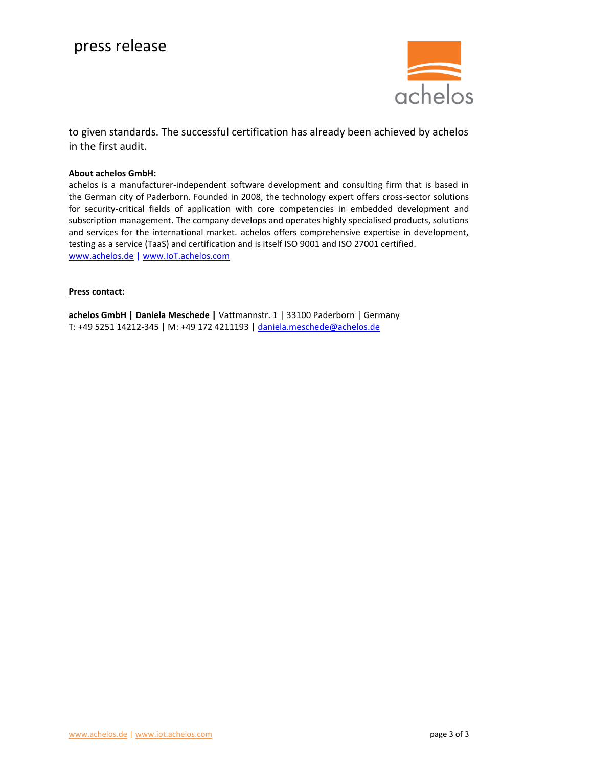to given standards. The successful certification has already been achieved by achelos in the first audit.

**About achelos GmbH:**
achelos is a manufacturer-independent software development and consulting firm that is based in the German city of Paderborn. Founded in 2008, the technology expert offers cross-sector solutions for security-critical fields of application with core competencies in embedded development and subscription management. The company develops and operates highly specialised products, solutions and services for the international market. achelos offers comprehensive expertise in development, testing as a service (TaaS) and certification and is itself ISO 9001 and ISO 27001 certified.
www.achelos.de | www.IoT.achelos.com

**Press contact:**

**achelos GmbH | Daniela Meschede |** Vattmannstr. 1 | 33100 Paderborn | Germany
T: +49 5251 14212-345 | M: +49 172 4211193 | daniela.meschede@achelos.de